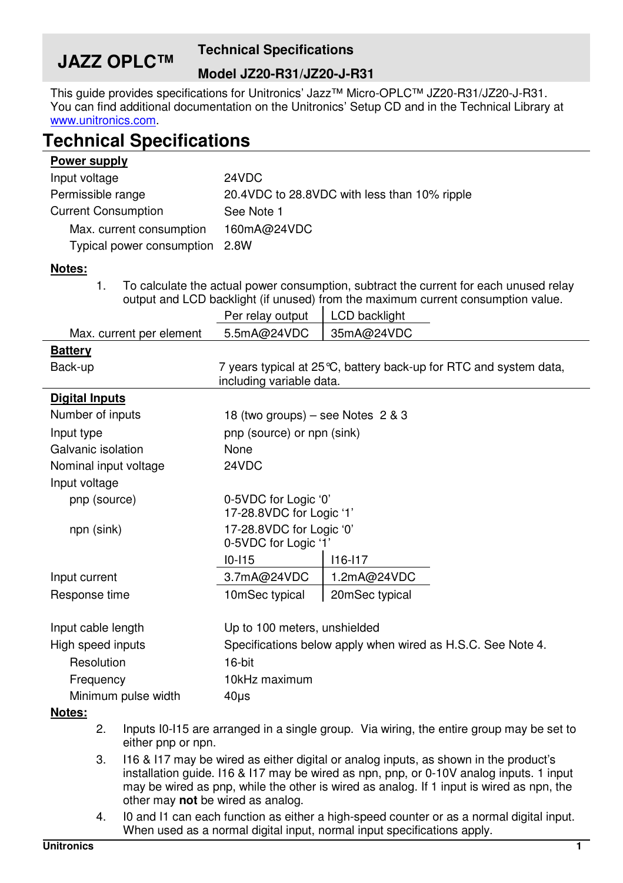# JAZZ OPLC™

## Technical Specifications
## Model JZ20-R31/JZ20-J-R31

This guide provides specifications for Unitronics' Jazz™ Micro-OPLC™ JZ20-R31/JZ20-J-R31. You can find additional documentation on the Unitronics' Setup CD and in the Technical Library at www.unitronics.com.

# Technical Specifications

**Power supply**

| | |
|---|---|
| Input voltage | 24VDC |
| Permissible range | 20.4VDC to 28.8VDC with less than 10% ripple |
| Current Consumption | See Note 1 |
| Max. current consumption | 160mA@24VDC |
| Typical power consumption | 2.8W |

**Notes:**

1. To calculate the actual power consumption, subtract the current for each unused relay output and LCD backlight (if unused) from the maximum current consumption value.

| | Per relay output | LCD backlight |
|---|---|---|
| Max. current per element | 5.5mA@24VDC | 35mA@24VDC |

**Battery**

| | |
|---|---|
| Back-up | 7 years typical at 25°C, battery back-up for RTC and system data, including variable data. |

**Digital Inputs**

| | | |
|---|---|---|
| Number of inputs | 18 (two groups) – see Notes 2 & 3 | |
| Input type | pnp (source) or npn (sink) | |
| Galvanic isolation | None | |
| Nominal input voltage | 24VDC | |
| Input voltage | | |
| pnp (source) | 0-5VDC for Logic '0'<br>17-28.8VDC for Logic '1' | |
| npn (sink) | 17-28.8VDC for Logic '0'<br>0-5VDC for Logic '1' | |
| | I0-I15 | I16-I17 |
| Input current | 3.7mA@24VDC | 1.2mA@24VDC |
| Response time | 10mSec typical | 20mSec typical |
| Input cable length | Up to 100 meters, unshielded | |
| High speed inputs | Specifications below apply when wired as H.S.C. See Note 4. | |
| Resolution | 16-bit | |
| Frequency | 10kHz maximum | |
| Minimum pulse width | 40μs | |

**Notes:**

2. Inputs I0-I15 are arranged in a single group. Via wiring, the entire group may be set to either pnp or npn.
3. I16 & I17 may be wired as either digital or analog inputs, as shown in the product's installation guide. I16 & I17 may be wired as npn, pnp, or 0-10V analog inputs. 1 input may be wired as pnp, while the other is wired as analog. If 1 input is wired as npn, the other may **not** be wired as analog.
4. I0 and I1 can each function as either a high-speed counter or as a normal digital input. When used as a normal digital input, normal input specifications apply.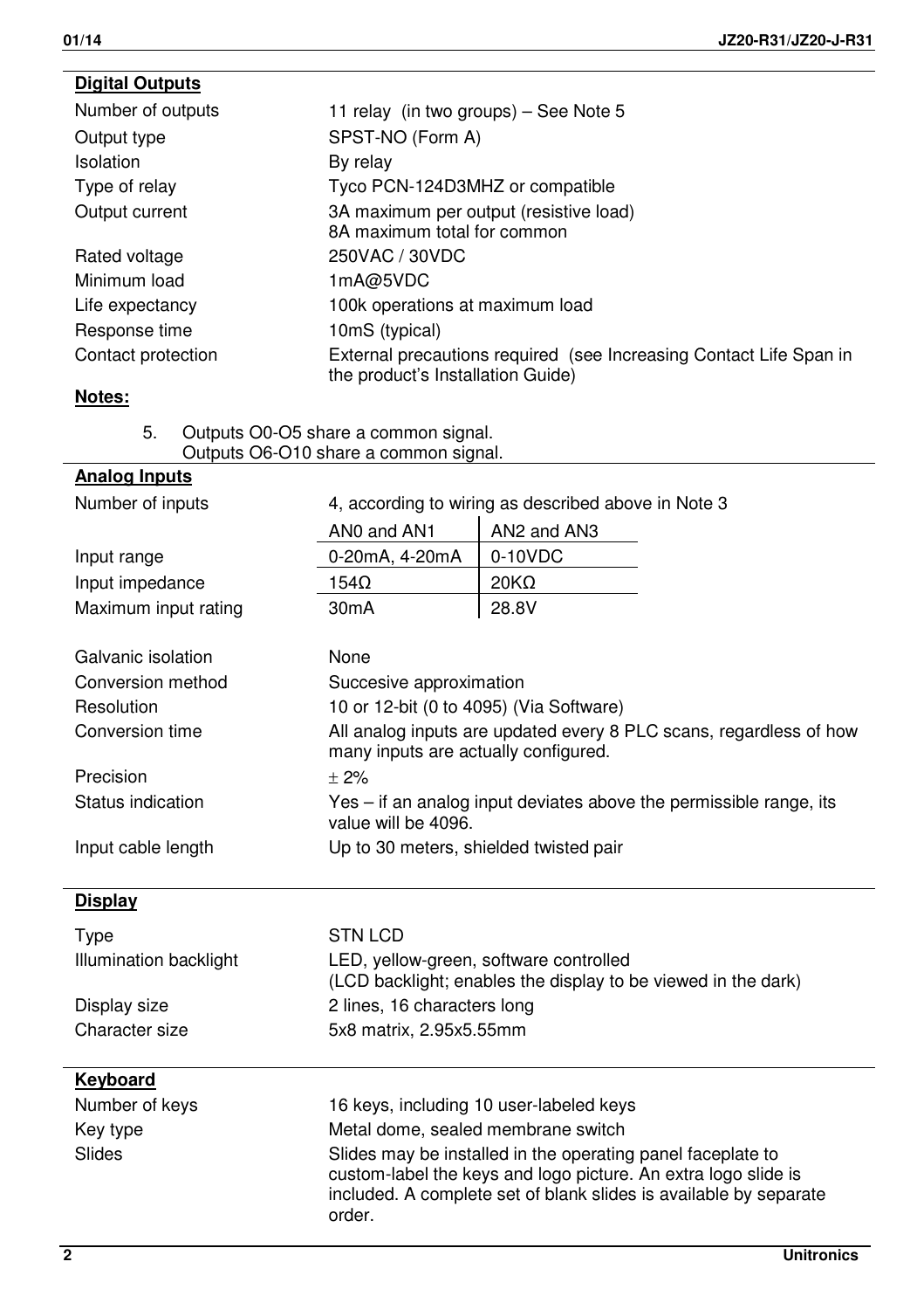## Digital Outputs

| | |
|---|---|
| Number of outputs | 11 relay (in two groups) – See Note 5 |
| Output type | SPST-NO (Form A) |
| Isolation | By relay |
| Type of relay | Tyco PCN-124D3MHZ or compatible |
| Output current | 3A maximum per output (resistive load)<br>8A maximum total for common |
| Rated voltage | 250VAC / 30VDC |
| Minimum load | 1mA@5VDC |
| Life expectancy | 100k operations at maximum load |
| Response time | 10mS (typical) |
| Contact protection | External precautions required (see Increasing Contact Life Span in the product's Installation Guide) |

**Notes:**

5. Outputs O0-O5 share a common signal.
   Outputs O6-O10 share a common signal.

## Analog Inputs

Number of inputs: 4, according to wiring as described above in Note 3

| | AN0 and AN1 | AN2 and AN3 |
|---|---|---|
| Input range | 0-20mA, 4-20mA | 0-10VDC |
| Input impedance | 154Ω | 20KΩ |
| Maximum input rating | 30mA | 28.8V |

| | |
|---|---|
| Galvanic isolation | None |
| Conversion method | Succesive approximation |
| Resolution | 10 or 12-bit (0 to 4095) (Via Software) |
| Conversion time | All analog inputs are updated every 8 PLC scans, regardless of how many inputs are actually configured. |
| Precision | ± 2% |
| Status indication | Yes – if an analog input deviates above the permissible range, its value will be 4096. |
| Input cable length | Up to 30 meters, shielded twisted pair |

## Display

| | |
|---|---|
| Type | STN LCD |
| Illumination backlight | LED, yellow-green, software controlled<br>(LCD backlight; enables the display to be viewed in the dark) |
| Display size | 2 lines, 16 characters long |
| Character size | 5x8 matrix, 2.95x5.55mm |

## Keyboard

| | |
|---|---|
| Number of keys | 16 keys, including 10 user-labeled keys |
| Key type | Metal dome, sealed membrane switch |
| Slides | Slides may be installed in the operating panel faceplate to custom-label the keys and logo picture. An extra logo slide is included. A complete set of blank slides is available by separate order. |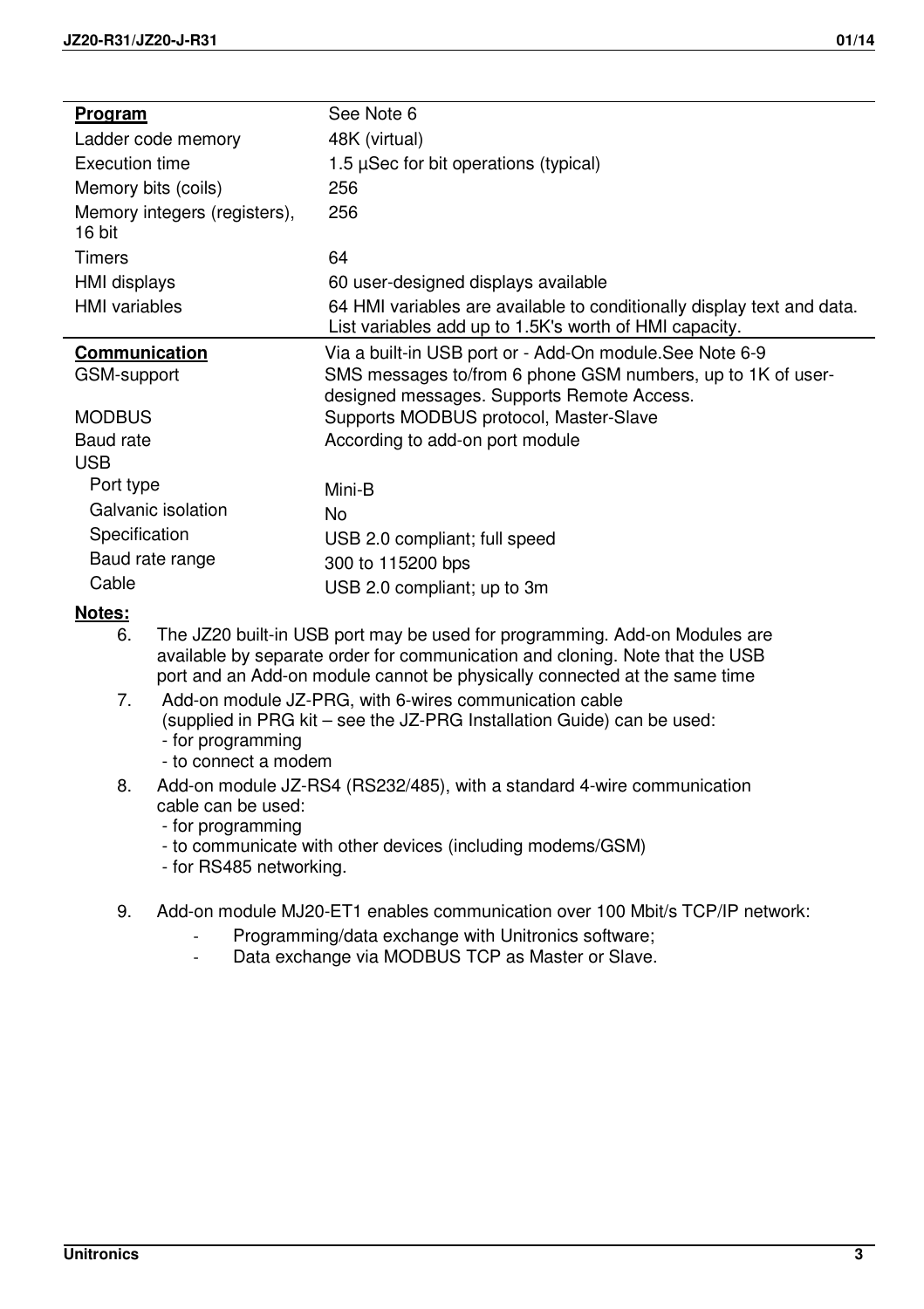| **Program** | See Note 6 |
|---|---|
| Ladder code memory | 48K (virtual) |
| Execution time | 1.5 µSec for bit operations (typical) |
| Memory bits (coils) | 256 |
| Memory integers (registers), 16 bit | 256 |
| Timers | 64 |
| HMI displays | 60 user-designed displays available |
| HMI variables | 64 HMI variables are available to conditionally display text and data. List variables add up to 1.5K's worth of HMI capacity. |
| **Communication** | Via a built-in USB port or - Add-On module.See Note 6-9 |
| GSM-support | SMS messages to/from 6 phone GSM numbers, up to 1K of user-designed messages. Supports Remote Access. |
| MODBUS | Supports MODBUS protocol, Master-Slave |
| Baud rate | According to add-on port module |
| USB | |
| Port type | Mini-B |
| Galvanic isolation | No |
| Specification | USB 2.0 compliant; full speed |
| Baud rate range | 300 to 115200 bps |
| Cable | USB 2.0 compliant; up to 3m |

**Notes:**

6. The JZ20 built-in USB port may be used for programming. Add-on Modules are available by separate order for communication and cloning. Note that the USB port and an Add-on module cannot be physically connected at the same time
7. Add-on module JZ-PRG, with 6-wires communication cable (supplied in PRG kit – see the JZ-PRG Installation Guide) can be used:
   - for programming
   - to connect a modem
8. Add-on module JZ-RS4 (RS232/485), with a standard 4-wire communication cable can be used:
   - for programming
   - to communicate with other devices (including modems/GSM)
   - for RS485 networking.
9. Add-on module MJ20-ET1 enables communication over 100 Mbit/s TCP/IP network:
   - Programming/data exchange with Unitronics software;
   - Data exchange via MODBUS TCP as Master or Slave.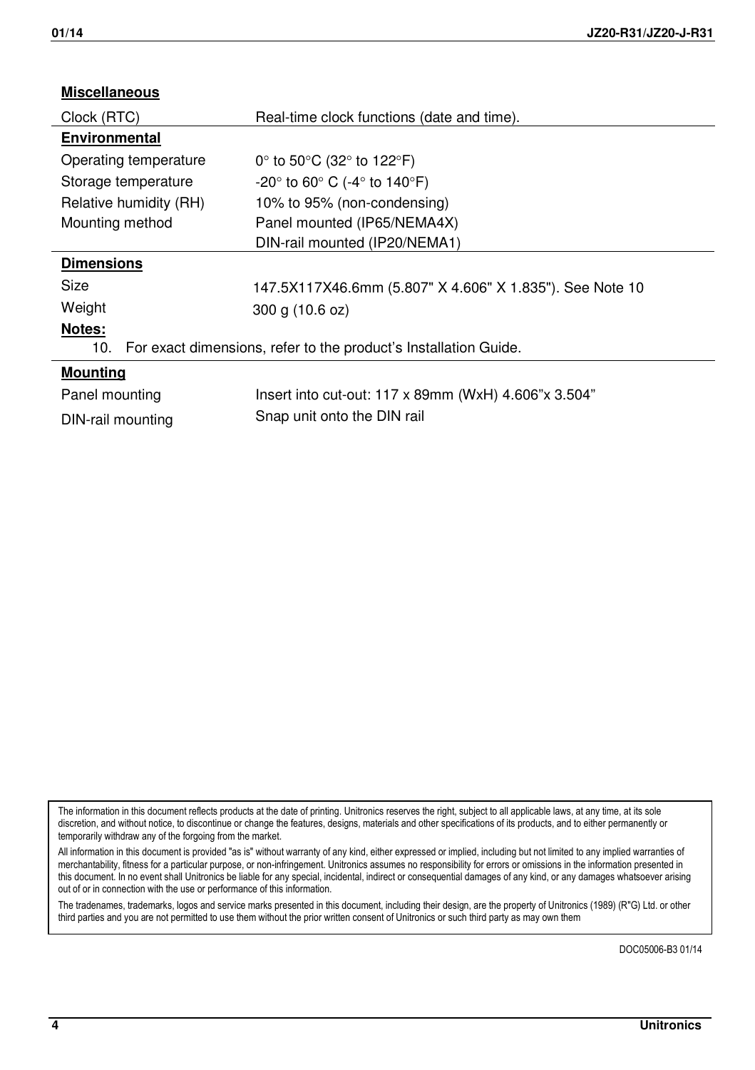**Miscellaneous**

| | |
|---|---|
| Clock (RTC) | Real-time clock functions (date and time). |

**Environmental**

| | |
|---|---|
| Operating temperature | 0° to 50°C (32° to 122°F) |
| Storage temperature | -20° to 60° C (-4° to 140°F) |
| Relative humidity (RH) | 10% to 95% (non-condensing) |
| Mounting method | Panel mounted (IP65/NEMA4X)<br>DIN-rail mounted (IP20/NEMA1) |

**Dimensions**

| | |
|---|---|
| Size | 147.5X117X46.6mm (5.807" X 4.606" X 1.835"). See Note 10 |
| Weight | 300 g (10.6 oz) |

**Notes:**

10. For exact dimensions, refer to the product's Installation Guide.

**Mounting**

| | |
|---|---|
| Panel mounting | Insert into cut-out: 117 x 89mm (WxH) 4.606"x 3.504" |
| DIN-rail mounting | Snap unit onto the DIN rail |

The information in this document reflects products at the date of printing. Unitronics reserves the right, subject to all applicable laws, at any time, at its sole discretion, and without notice, to discontinue or change the features, designs, materials and other specifications of its products, and to either permanently or temporarily withdraw any of the forgoing from the market.

All information in this document is provided "as is" without warranty of any kind, either expressed or implied, including but not limited to any implied warranties of merchantability, fitness for a particular purpose, or non-infringement. Unitronics assumes no responsibility for errors or omissions in the information presented in this document. In no event shall Unitronics be liable for any special, incidental, indirect or consequential damages of any kind, or any damages whatsoever arising out of or in connection with the use or performance of this information.

The tradenames, trademarks, logos and service marks presented in this document, including their design, are the property of Unitronics (1989) (R"G) Ltd. or other third parties and you are not permitted to use them without the prior written consent of Unitronics or such third party as may own them

DOC05006-B3 01/14